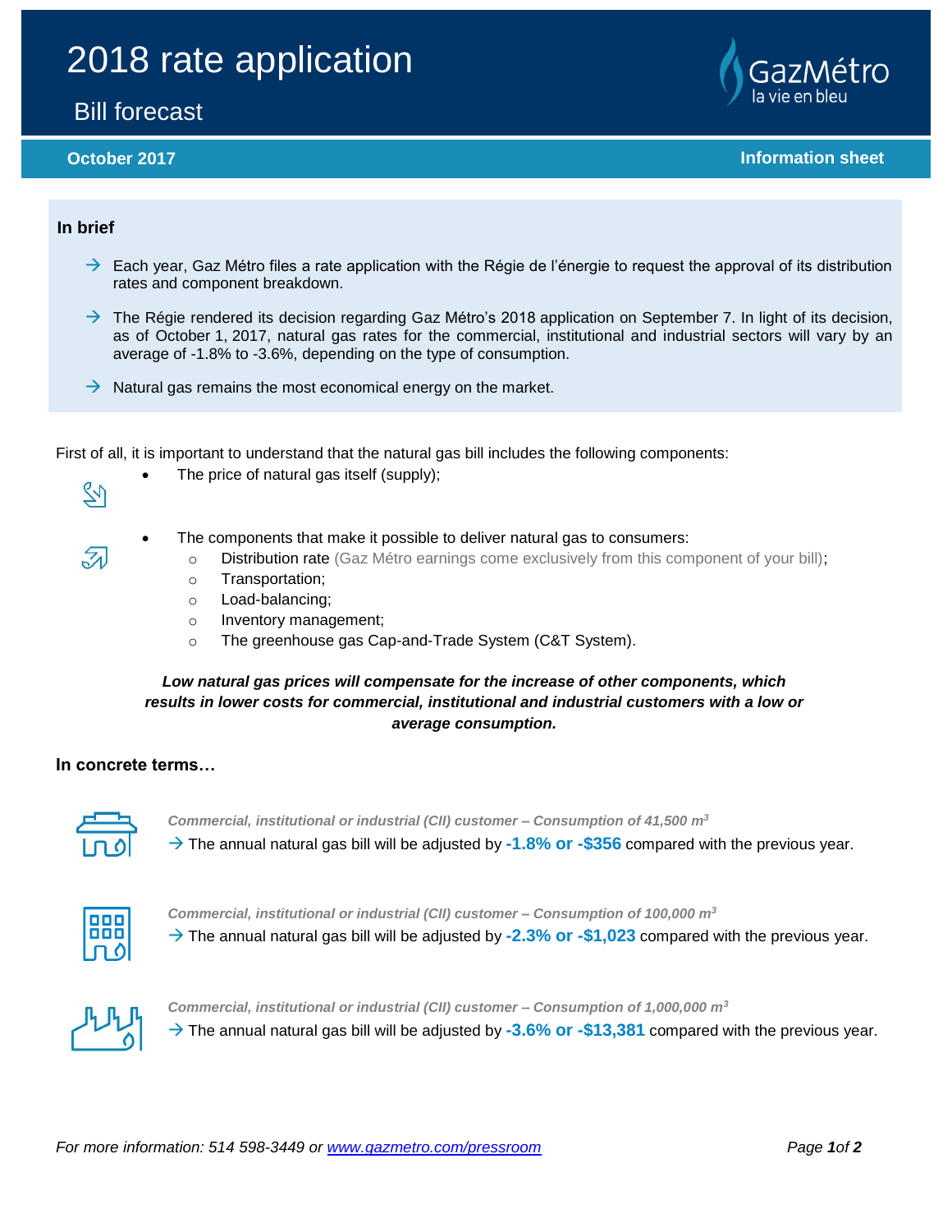# 2018 rate application

## Bill forecast

**October 2017** **Information sheet**

### In brief

- → Each year, Gaz Métro files a rate application with the Régie de l'énergie to request the approval of its distribution rates and component breakdown.
- → The Régie rendered its decision regarding Gaz Métro's 2018 application on September 7. In light of its decision, as of October 1, 2017, natural gas rates for the commercial, institutional and industrial sectors will vary by an average of -1.8% to -3.6%, depending on the type of consumption.
- → Natural gas remains the most economical energy on the market.

First of all, it is important to understand that the natural gas bill includes the following components:

- The price of natural gas itself (supply);
- The components that make it possible to deliver natural gas to consumers:
  - Distribution rate (Gaz Métro earnings come exclusively from this component of your bill);
  - Transportation;
  - Load-balancing;
  - Inventory management;
  - The greenhouse gas Cap-and-Trade System (C&T System).

***Low natural gas prices will compensate for the increase of other components, which results in lower costs for commercial, institutional and industrial customers with a low or average consumption.***

### In concrete terms…

*Commercial, institutional or industrial (CII) customer – Consumption of 41,500 m³*
→ The annual natural gas bill will be adjusted by **-1.8% or -$356** compared with the previous year.

*Commercial, institutional or industrial (CII) customer – Consumption of 100,000 m³*
→ The annual natural gas bill will be adjusted by **-2.3% or -$1,023** compared with the previous year.

*Commercial, institutional or industrial (CII) customer – Consumption of 1,000,000 m³*
→ The annual natural gas bill will be adjusted by **-3.6% or -$13,381** compared with the previous year.

*For more information: 514 598-3449 or www.gazmetro.com/pressroom*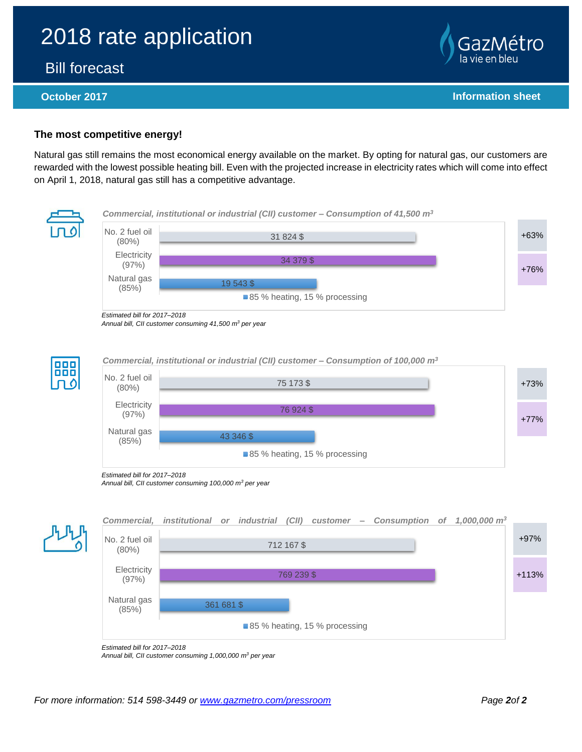# 2018 rate application

## Bill forecast

**October 2017** — **Information sheet**

### The most competitive energy!

Natural gas still remains the most economical energy available on the market. By opting for natural gas, our customers are rewarded with the lowest possible heating bill. Even with the projected increase in electricity rates which will come into effect on April 1, 2018, natural gas still has a competitive advantage.

*Commercial, institutional or industrial (CII) customer – Consumption of 41,500 m³*

No. 2 fuel oil (80%) 31 824 $ +63%

Electricity (97%) 34 379 $ +76%

Natural gas (85%) 19 543 $

85 % heating, 15 % processing

*Estimated bill for 2017–2018*
*Annual bill, CII customer consuming 41,500 m³ per year*

*Commercial, institutional or industrial (CII) customer – Consumption of 100,000 m³*

No. 2 fuel oil (80%) 75 173 $ +73%

Electricity (97%) 76 924 $ +77%

Natural gas (85%) 43 346 $

85 % heating, 15 % processing

*Estimated bill for 2017–2018*
*Annual bill, CII customer consuming 100,000 m³ per year*

*Commercial, institutional or industrial (CII) customer – Consumption of 1,000,000 m³*

No. 2 fuel oil (80%) 712 167 $ +97%

Electricity (97%) 769 239 $ +113%

Natural gas (85%) 361 681 $

85 % heating, 15 % processing

*Estimated bill for 2017–2018*
*Annual bill, CII customer consuming 1,000,000 m³ per year*

*For more information: 514 598-3449 or [www.gazmetro.com/pressroom](http://www.gazmetro.com/pressroom)*